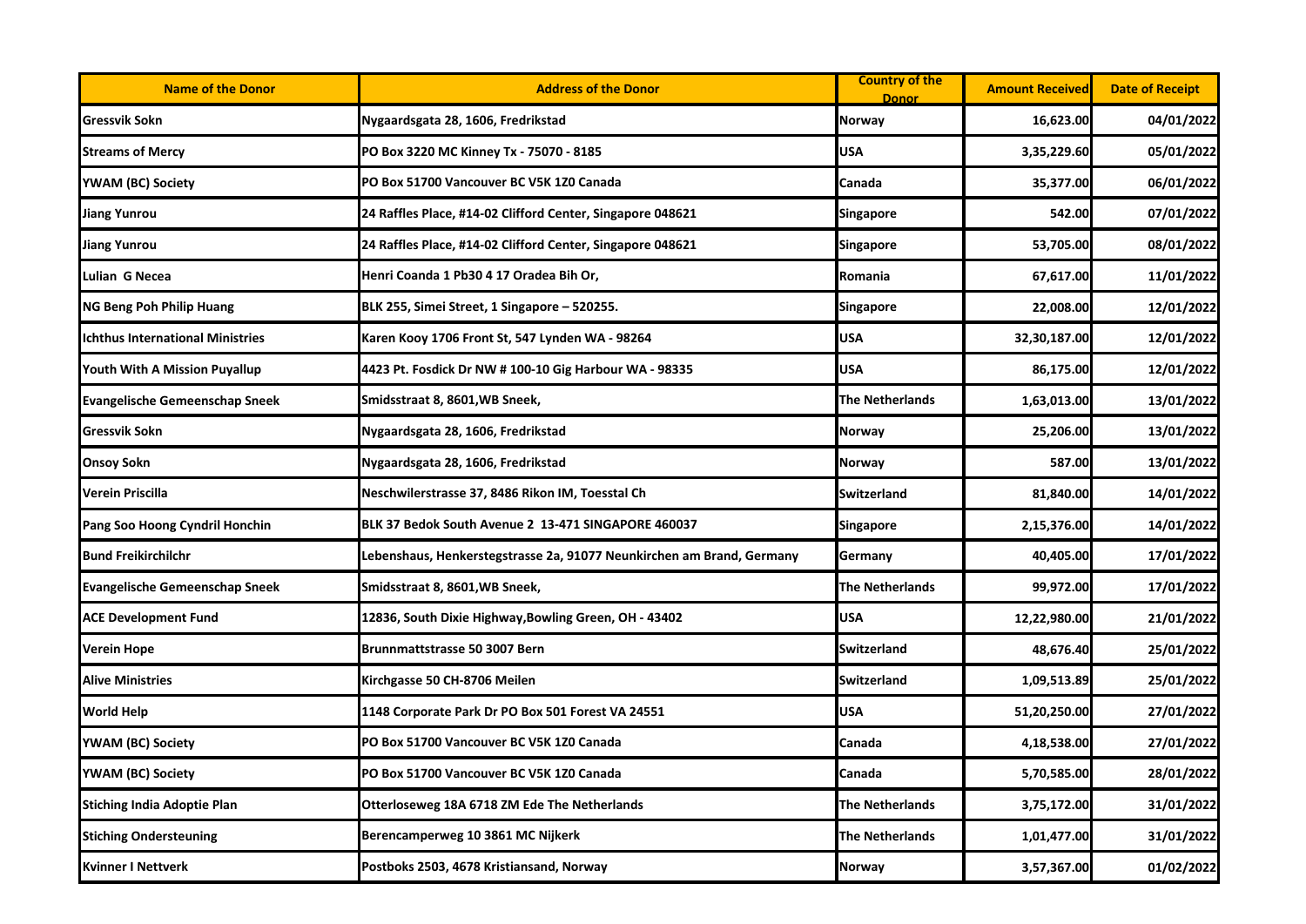| Name of the Donor | Address of the Donor | Country of the Donor | Amount Received | Date of Receipt |
|---|---|---|---|---|
| Gressvik Sokn | Nygaardsgata 28, 1606, Fredrikstad | Norway | 16,623.00 | 04/01/2022 |
| Streams of Mercy | PO Box 3220 MC Kinney Tx - 75070 - 8185 | USA | 3,35,229.60 | 05/01/2022 |
| YWAM (BC) Society | PO Box 51700 Vancouver BC V5K 1Z0 Canada | Canada | 35,377.00 | 06/01/2022 |
| Jiang Yunrou | 24 Raffles Place, #14-02 Clifford Center, Singapore 048621 | Singapore | 542.00 | 07/01/2022 |
| Jiang Yunrou | 24 Raffles Place, #14-02 Clifford Center, Singapore 048621 | Singapore | 53,705.00 | 08/01/2022 |
| Lulian G Necea | Henri Coanda 1 Pb30 4 17 Oradea Bih Or, | Romania | 67,617.00 | 11/01/2022 |
| NG Beng Poh Philip Huang | BLK 255, Simei Street, 1 Singapore – 520255. | Singapore | 22,008.00 | 12/01/2022 |
| Ichthus International Ministries | Karen Kooy 1706 Front St, 547 Lynden WA - 98264 | USA | 32,30,187.00 | 12/01/2022 |
| Youth With A Mission Puyallup | 4423 Pt. Fosdick Dr NW # 100-10 Gig Harbour WA - 98335 | USA | 86,175.00 | 12/01/2022 |
| Evangelische Gemeenschap Sneek | Smidsstraat 8, 8601,WB Sneek, | The Netherlands | 1,63,013.00 | 13/01/2022 |
| Gressvik Sokn | Nygaardsgata 28, 1606, Fredrikstad | Norway | 25,206.00 | 13/01/2022 |
| Onsoy Sokn | Nygaardsgata 28, 1606, Fredrikstad | Norway | 587.00 | 13/01/2022 |
| Verein Priscilla | Neschwilerstrasse 37, 8486 Rikon IM, Toesstal Ch | Switzerland | 81,840.00 | 14/01/2022 |
| Pang Soo Hoong Cyndril Honchin | BLK 37 Bedok South Avenue 2 13-471 SINGAPORE 460037 | Singapore | 2,15,376.00 | 14/01/2022 |
| Bund Freikirchilchr | Lebenshaus, Henkerstegstrasse 2a, 91077 Neunkirchen am Brand, Germany | Germany | 40,405.00 | 17/01/2022 |
| Evangelische Gemeenschap Sneek | Smidsstraat 8, 8601,WB Sneek, | The Netherlands | 99,972.00 | 17/01/2022 |
| ACE Development Fund | 12836, South Dixie Highway,Bowling Green, OH - 43402 | USA | 12,22,980.00 | 21/01/2022 |
| Verein Hope | Brunnmattstrasse 50 3007 Bern | Switzerland | 48,676.40 | 25/01/2022 |
| Alive Ministries | Kirchgasse 50 CH-8706 Meilen | Switzerland | 1,09,513.89 | 25/01/2022 |
| World Help | 1148 Corporate Park Dr PO Box 501 Forest VA 24551 | USA | 51,20,250.00 | 27/01/2022 |
| YWAM (BC) Society | PO Box 51700 Vancouver BC V5K 1Z0 Canada | Canada | 4,18,538.00 | 27/01/2022 |
| YWAM (BC) Society | PO Box 51700 Vancouver BC V5K 1Z0 Canada | Canada | 5,70,585.00 | 28/01/2022 |
| Stiching India Adoptie Plan | Otterloseweg 18A 6718 ZM Ede The Netherlands | The Netherlands | 3,75,172.00 | 31/01/2022 |
| Stiching Ondersteuning | Berencamperweg 10 3861 MC Nijkerk | The Netherlands | 1,01,477.00 | 31/01/2022 |
| Kvinner I Nettverk | Postboks 2503, 4678 Kristiansand, Norway | Norway | 3,57,367.00 | 01/02/2022 |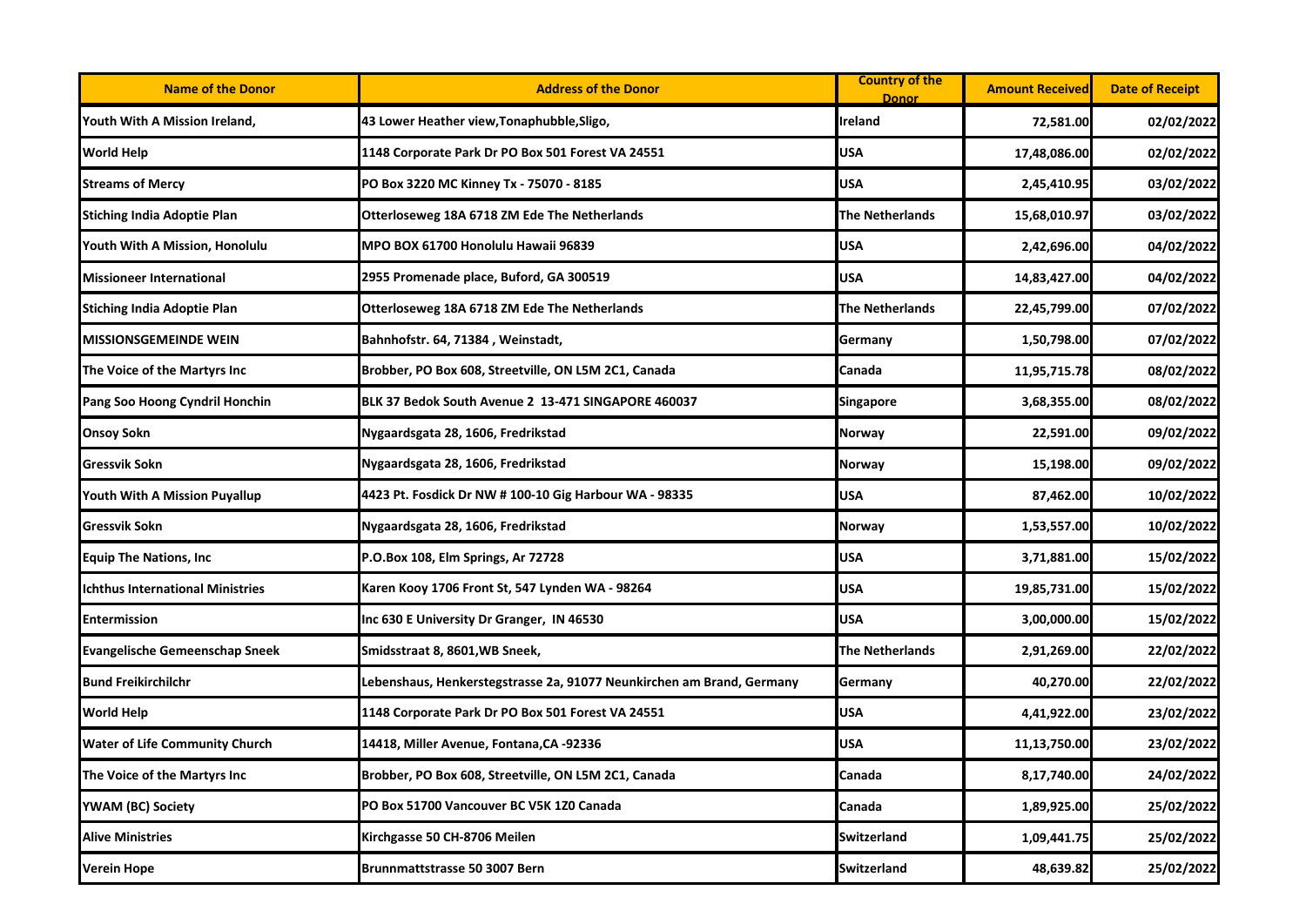| Name of the Donor | Address of the Donor | Country of the Donor | Amount Received | Date of Receipt |
| --- | --- | --- | --- | --- |
| Youth With A Mission Ireland, | 43 Lower Heather view,Tonaphubble,Sligo, | Ireland | 72,581.00 | 02/02/2022 |
| World Help | 1148 Corporate Park Dr PO Box 501 Forest VA 24551 | USA | 17,48,086.00 | 02/02/2022 |
| Streams of Mercy | PO Box 3220 MC Kinney Tx - 75070 - 8185 | USA | 2,45,410.95 | 03/02/2022 |
| Stiching India Adoptie Plan | Otterloseweg 18A 6718 ZM Ede The Netherlands | The Netherlands | 15,68,010.97 | 03/02/2022 |
| Youth With A Mission, Honolulu | MPO BOX 61700 Honolulu Hawaii 96839 | USA | 2,42,696.00 | 04/02/2022 |
| Missioneer International | 2955 Promenade place, Buford, GA 300519 | USA | 14,83,427.00 | 04/02/2022 |
| Stiching India Adoptie Plan | Otterloseweg 18A 6718 ZM Ede The Netherlands | The Netherlands | 22,45,799.00 | 07/02/2022 |
| MISSIONSGEMEINDE WEIN | Bahnhofstr. 64, 71384 , Weinstadt, | Germany | 1,50,798.00 | 07/02/2022 |
| The Voice of the Martyrs Inc | Brobber, PO Box 608, Streetville, ON L5M 2C1, Canada | Canada | 11,95,715.78 | 08/02/2022 |
| Pang Soo Hoong Cyndril Honchin | BLK 37 Bedok South Avenue 2 13-471 SINGAPORE 460037 | Singapore | 3,68,355.00 | 08/02/2022 |
| Onsoy Sokn | Nygaardsgata 28, 1606, Fredrikstad | Norway | 22,591.00 | 09/02/2022 |
| Gressvik Sokn | Nygaardsgata 28, 1606, Fredrikstad | Norway | 15,198.00 | 09/02/2022 |
| Youth With A Mission Puyallup | 4423 Pt. Fosdick Dr NW # 100-10 Gig Harbour WA - 98335 | USA | 87,462.00 | 10/02/2022 |
| Gressvik Sokn | Nygaardsgata 28, 1606, Fredrikstad | Norway | 1,53,557.00 | 10/02/2022 |
| Equip The Nations, Inc | P.O.Box 108, Elm Springs, Ar 72728 | USA | 3,71,881.00 | 15/02/2022 |
| Ichthus International Ministries | Karen Kooy 1706 Front St, 547 Lynden WA - 98264 | USA | 19,85,731.00 | 15/02/2022 |
| Entermission | Inc 630 E University Dr Granger, IN 46530 | USA | 3,00,000.00 | 15/02/2022 |
| Evangelische Gemeenschap Sneek | Smidsstraat 8, 8601,WB Sneek, | The Netherlands | 2,91,269.00 | 22/02/2022 |
| Bund Freikirchilchr | Lebenshaus, Henkerstegstrasse 2a, 91077 Neunkirchen am Brand, Germany | Germany | 40,270.00 | 22/02/2022 |
| World Help | 1148 Corporate Park Dr PO Box 501 Forest VA 24551 | USA | 4,41,922.00 | 23/02/2022 |
| Water of Life Community Church | 14418, Miller Avenue, Fontana,CA -92336 | USA | 11,13,750.00 | 23/02/2022 |
| The Voice of the Martyrs Inc | Brobber, PO Box 608, Streetville, ON L5M 2C1, Canada | Canada | 8,17,740.00 | 24/02/2022 |
| YWAM (BC) Society | PO Box 51700 Vancouver BC V5K 1Z0 Canada | Canada | 1,89,925.00 | 25/02/2022 |
| Alive Ministries | Kirchgasse 50 CH-8706 Meilen | Switzerland | 1,09,441.75 | 25/02/2022 |
| Verein Hope | Brunnmattstrasse 50 3007 Bern | Switzerland | 48,639.82 | 25/02/2022 |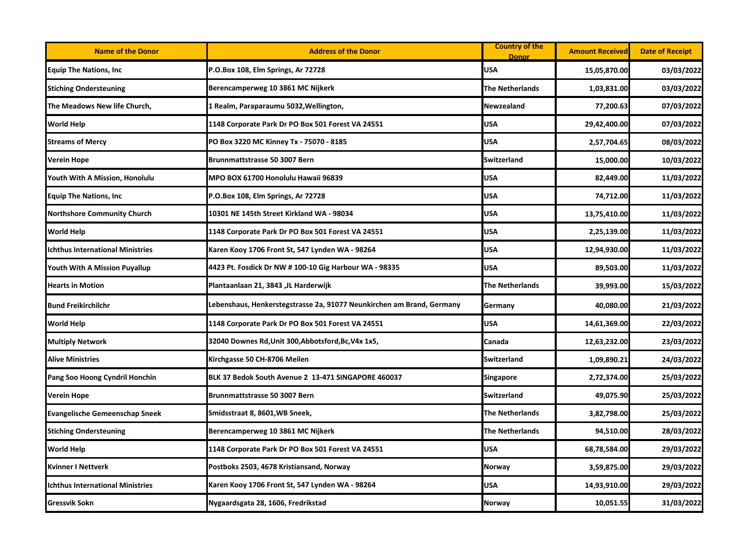| Name of the Donor | Address of the Donor | Country of the Donor | Amount Received | Date of Receipt |
|---|---|---|---|---|
| Equip The Nations, Inc | P.O.Box 108, Elm Springs, Ar 72728 | USA | 15,05,870.00 | 03/03/2022 |
| Stiching Ondersteuning | Berencamperweg 10 3861 MC Nijkerk | The Netherlands | 1,03,831.00 | 03/03/2022 |
| The Meadows New life Church, | 1 Realm, Paraparaumu 5032,Wellington, | Newzealand | 77,200.63 | 07/03/2022 |
| World Help | 1148 Corporate Park Dr PO Box 501 Forest VA 24551 | USA | 29,42,400.00 | 07/03/2022 |
| Streams of Mercy | PO Box 3220 MC Kinney Tx - 75070 - 8185 | USA | 2,57,704.65 | 08/03/2022 |
| Verein Hope | Brunnmattstrasse 50 3007 Bern | Switzerland | 15,000.00 | 10/03/2022 |
| Youth With A Mission, Honolulu | MPO BOX 61700 Honolulu Hawaii 96839 | USA | 82,449.00 | 11/03/2022 |
| Equip The Nations, Inc | P.O.Box 108, Elm Springs, Ar 72728 | USA | 74,712.00 | 11/03/2022 |
| Northshore Community Church | 10301 NE 145th Street Kirkland WA - 98034 | USA | 13,75,410.00 | 11/03/2022 |
| World Help | 1148 Corporate Park Dr PO Box 501 Forest VA 24551 | USA | 2,25,139.00 | 11/03/2022 |
| Ichthus International Ministries | Karen Kooy 1706 Front St, 547 Lynden WA - 98264 | USA | 12,94,930.00 | 11/03/2022 |
| Youth With A Mission Puyallup | 4423 Pt. Fosdick Dr NW # 100-10 Gig Harbour WA - 98335 | USA | 89,503.00 | 11/03/2022 |
| Hearts in Motion | Plantaanlaan 21, 3843 ,JL Harderwijk | The Netherlands | 39,993.00 | 15/03/2022 |
| Bund Freikirchilchr | Lebenshaus, Henkerstegstrasse 2a, 91077 Neunkirchen am Brand, Germany | Germany | 40,080.00 | 21/03/2022 |
| World Help | 1148 Corporate Park Dr PO Box 501 Forest VA 24551 | USA | 14,61,369.00 | 22/03/2022 |
| Multiply Network | 32040 Downes Rd,Unit 300,Abbotsford,Bc,V4x 1x5, | Canada | 12,63,232.00 | 23/03/2022 |
| Alive Ministries | Kirchgasse 50 CH-8706 Meilen | Switzerland | 1,09,890.21 | 24/03/2022 |
| Pang Soo Hoong Cyndril Honchin | BLK 37 Bedok South Avenue 2 13-471 SINGAPORE 460037 | Singapore | 2,72,374.00 | 25/03/2022 |
| Verein Hope | Brunnmattstrasse 50 3007 Bern | Switzerland | 49,075.90 | 25/03/2022 |
| Evangelische Gemeenschap Sneek | Smidsstraat 8, 8601,WB Sneek, | The Netherlands | 3,82,798.00 | 25/03/2022 |
| Stiching Ondersteuning | Berencamperweg 10 3861 MC Nijkerk | The Netherlands | 94,510.00 | 28/03/2022 |
| World Help | 1148 Corporate Park Dr PO Box 501 Forest VA 24551 | USA | 68,78,584.00 | 29/03/2022 |
| Kvinner I Nettverk | Postboks 2503, 4678 Kristiansand, Norway | Norway | 3,59,875.00 | 29/03/2022 |
| Ichthus International Ministries | Karen Kooy 1706 Front St, 547 Lynden WA - 98264 | USA | 14,93,910.00 | 29/03/2022 |
| Gressvik Sokn | Nygaardsgata 28, 1606, Fredrikstad | Norway | 10,051.55 | 31/03/2022 |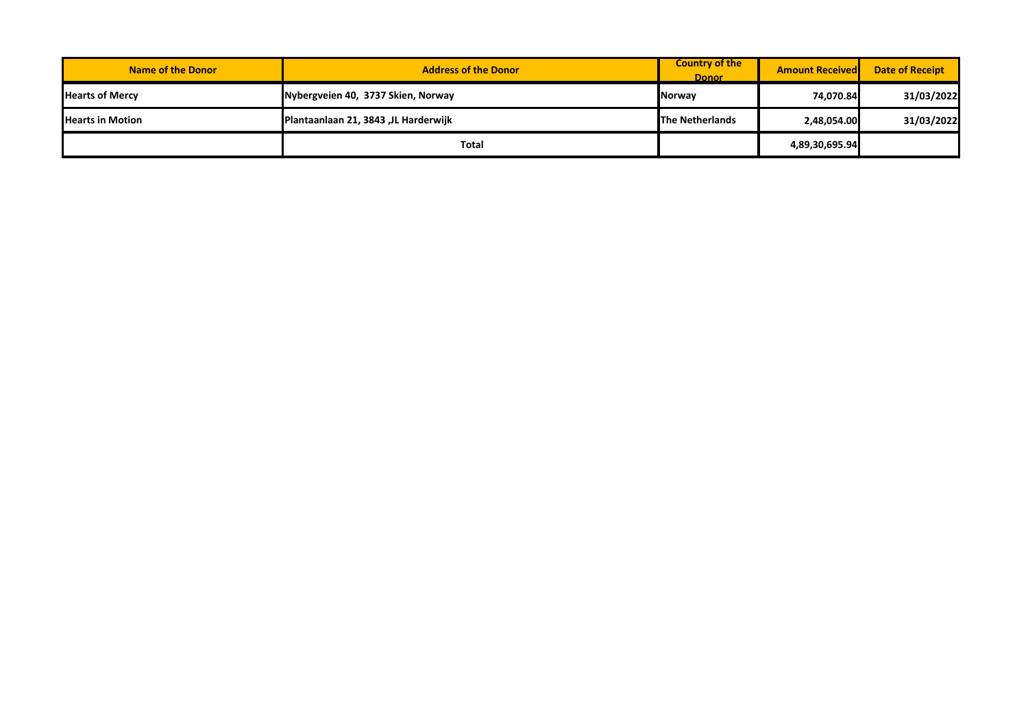| Name of the Donor | Address of the Donor | Country of the Donor | Amount Received | Date of Receipt |
| --- | --- | --- | --- | --- |
| Hearts of Mercy | Nybergveien 40, 3737 Skien, Norway | Norway | 74,070.84 | 31/03/2022 |
| Hearts in Motion | Plantaanlaan 21, 3843 ,JL Harderwijk | The Netherlands | 2,48,054.00 | 31/03/2022 |
| | Total | | 4,89,30,695.94 | |